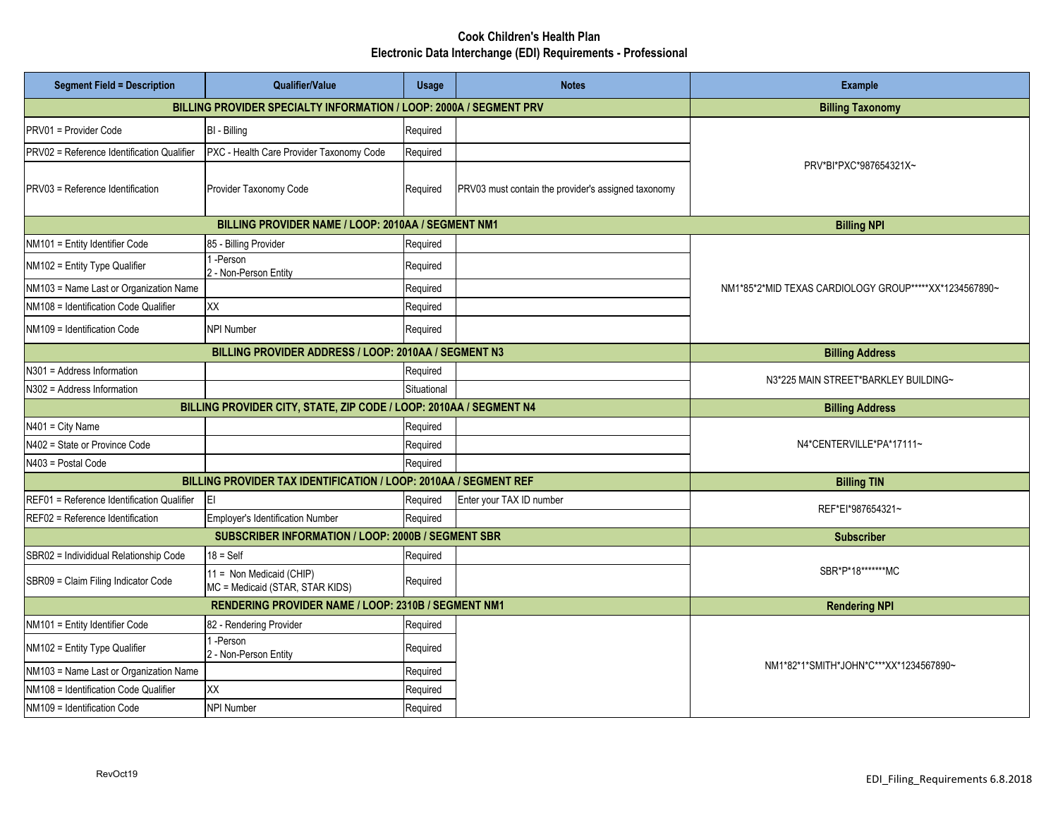# Cook Children's Health Plan
## Electronic Data Interchange (EDI) Requirements - Professional

| Segment Field = Description | Qualifier/Value | Usage | Notes | Example |
|---|---|---|---|---|
| **BILLING PROVIDER SPECIALTY INFORMATION / LOOP: 2000A / SEGMENT PRV** | | | | **Billing Taxonomy** |
| PRV01 = Provider Code | BI - Billing | Required | | PRV*BI*PXC*987654321X~ |
| PRV02 = Reference Identification Qualifier | PXC - Health Care Provider Taxonomy Code | Required | | |
| PRV03 = Reference Identification | Provider Taxonomy Code | Required | PRV03 must contain the provider's assigned taxonomy | |
| **BILLING PROVIDER NAME / LOOP: 2010AA / SEGMENT NM1** | | | | **Billing NPI** |
| NM101 = Entity Identifier Code | 85 - Billing Provider | Required | | NM1*85*2*MID TEXAS CARDIOLOGY GROUP*****XX*1234567890~ |
| NM102 = Entity Type Qualifier | 1 -Person<br>2 - Non-Person Entity | Required | | |
| NM103 = Name Last or Organization Name | | Required | | |
| NM108 = Identification Code Qualifier | XX | Required | | |
| NM109 = Identification Code | NPI Number | Required | | |
| **BILLING PROVIDER ADDRESS / LOOP: 2010AA / SEGMENT N3** | | | | **Billing Address** |
| N301 = Address Information | | Required | | N3*225 MAIN STREET*BARKLEY BUILDING~ |
| N302 = Address Information | | Situational | | |
| **BILLING PROVIDER CITY, STATE, ZIP CODE / LOOP: 2010AA / SEGMENT N4** | | | | **Billing Address** |
| N401 = City Name | | Required | | N4*CENTERVILLE*PA*17111~ |
| N402 = State or Province Code | | Required | | |
| N403 = Postal Code | | Required | | |
| **BILLING PROVIDER TAX IDENTIFICATION / LOOP: 2010AA / SEGMENT REF** | | | | **Billing TIN** |
| REF01 = Reference Identification Qualifier | EI | Required | Enter your TAX ID number | REF*EI*987654321~ |
| REF02 = Reference Identification | Employer's Identification Number | Required | | |
| **SUBSCRIBER INFORMATION / LOOP: 2000B / SEGMENT SBR** | | | | **Subscriber** |
| SBR02 = Individidual Relationship Code | 18 = Self | Required | | SBR*P*18*******MC |
| SBR09 = Claim Filing Indicator Code | 11 = Non Medicaid (CHIP)<br>MC = Medicaid (STAR, STAR KIDS) | Required | | |
| **RENDERING PROVIDER NAME / LOOP: 2310B / SEGMENT NM1** | | | | **Rendering NPI** |
| NM101 = Entity Identifier Code | 82 - Rendering Provider | Required | | NM1*82*1*SMITH*JOHN*C***XX*1234567890~ |
| NM102 = Entity Type Qualifier | 1 -Person<br>2 - Non-Person Entity | Required | | |
| NM103 = Name Last or Organization Name | | Required | | |
| NM108 = Identification Code Qualifier | XX | Required | | |
| NM109 = Identification Code | NPI Number | Required | | |

RevOct19

EDI_Filing_Requirements 6.8.2018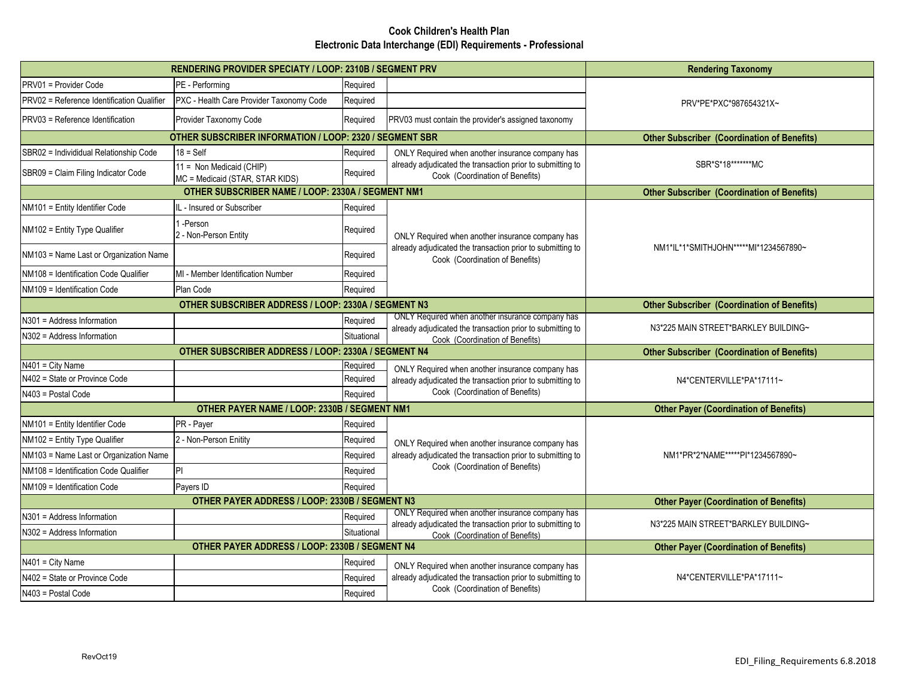# Cook Children's Health Plan
## Electronic Data Interchange (EDI) Requirements - Professional

| RENDERING PROVIDER SPECIATY / LOOP: 2310B / SEGMENT PRV | | | | Rendering Taxonomy |
|---|---|---|---|---|
| PRV01 = Provider Code | PE - Performing | Required | | PRV*PE*PXC*987654321X~ |
| PRV02 = Reference Identification Qualifier | PXC - Health Care Provider Taxonomy Code | Required | | |
| PRV03 = Reference Identification | Provider Taxonomy Code | Required | PRV03 must contain the provider's assigned taxonomy | |
| **OTHER SUBSCRIBER INFORMATION / LOOP: 2320 / SEGMENT SBR** | | | | **Other Subscriber (Coordination of Benefits)** |
| SBR02 = Individidual Relationship Code | 18 = Self | Required | ONLY Required when another insurance company has already adjudicated the transaction prior to submitting to Cook (Coordination of Benefits) | SBR*S*18*******MC |
| SBR09 = Claim Filing Indicator Code | 11 = Non Medicaid (CHIP)<br>MC = Medicaid (STAR, STAR KIDS) | Required | | |
| **OTHER SUBSCRIBER NAME / LOOP: 2330A / SEGMENT NM1** | | | | **Other Subscriber (Coordination of Benefits)** |
| NM101 = Entity Identifier Code | IL - Insured or Subscriber | Required | ONLY Required when another insurance company has already adjudicated the transaction prior to submitting to Cook (Coordination of Benefits) | NM1*IL*1*SMITHJOHN*****MI*1234567890~ |
| NM102 = Entity Type Qualifier | 1 -Person<br>2 - Non-Person Entity | Required | | |
| NM103 = Name Last or Organization Name | | Required | | |
| NM108 = Identification Code Qualifier | MI - Member Identification Number | Required | | |
| NM109 = Identification Code | Plan Code | Required | | |
| **OTHER SUBSCRIBER ADDRESS / LOOP: 2330A / SEGMENT N3** | | | | **Other Subscriber (Coordination of Benefits)** |
| N301 = Address Information | | Required | ONLY Required when another insurance company has already adjudicated the transaction prior to submitting to Cook (Coordination of Benefits) | N3*225 MAIN STREET*BARKLEY BUILDING~ |
| N302 = Address Information | | Situational | | |
| **OTHER SUBSCRIBER ADDRESS / LOOP: 2330A / SEGMENT N4** | | | | **Other Subscriber (Coordination of Benefits)** |
| N401 = City Name | | Required | ONLY Required when another insurance company has already adjudicated the transaction prior to submitting to Cook (Coordination of Benefits) | N4*CENTERVILLE*PA*17111~ |
| N402 = State or Province Code | | Required | | |
| N403 = Postal Code | | Required | | |
| **OTHER PAYER NAME / LOOP: 2330B / SEGMENT NM1** | | | | **Other Payer (Coordination of Benefits)** |
| NM101 = Entity Identifier Code | PR - Payer | Required | ONLY Required when another insurance company has already adjudicated the transaction prior to submitting to Cook (Coordination of Benefits) | NM1*PR*2*NAME*****PI*1234567890~ |
| NM102 = Entity Type Qualifier | 2 - Non-Person Enitity | Required | | |
| NM103 = Name Last or Organization Name | | Required | | |
| NM108 = Identification Code Qualifier | PI | Required | | |
| NM109 = Identification Code | Payers ID | Required | | |
| **OTHER PAYER ADDRESS / LOOP: 2330B / SEGMENT N3** | | | | **Other Payer (Coordination of Benefits)** |
| N301 = Address Information | | Required | ONLY Required when another insurance company has already adjudicated the transaction prior to submitting to Cook (Coordination of Benefits) | N3*225 MAIN STREET*BARKLEY BUILDING~ |
| N302 = Address Information | | Situational | | |
| **OTHER PAYER ADDRESS / LOOP: 2330B / SEGMENT N4** | | | | **Other Payer (Coordination of Benefits)** |
| N401 = City Name | | Required | ONLY Required when another insurance company has already adjudicated the transaction prior to submitting to Cook (Coordination of Benefits) | N4*CENTERVILLE*PA*17111~ |
| N402 = State or Province Code | | Required | | |
| N403 = Postal Code | | Required | | |

RevOct19

EDI_Filing_Requirements 6.8.2018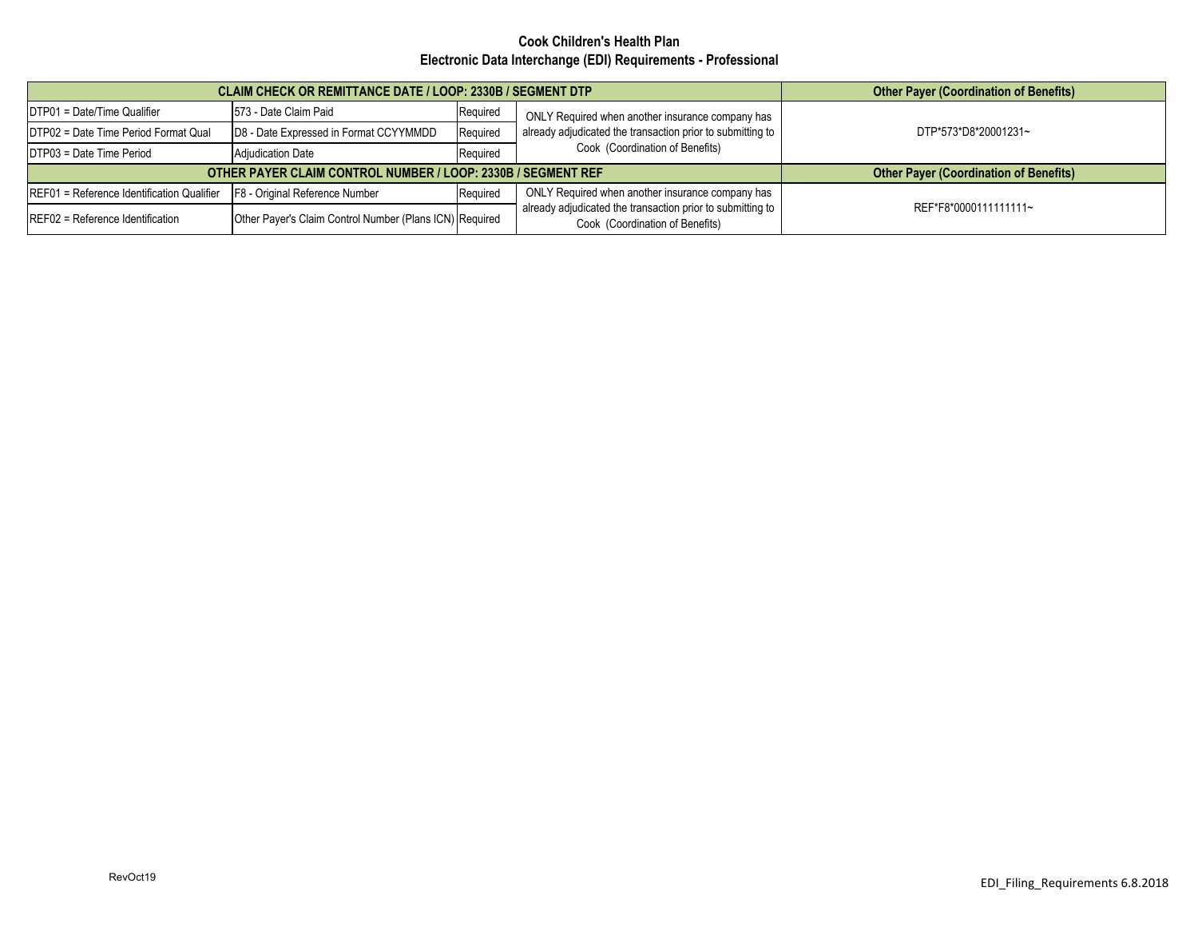**Cook Children's Health Plan**
**Electronic Data Interchange (EDI) Requirements - Professional**

| CLAIM CHECK OR REMITTANCE DATE / LOOP: 2330B / SEGMENT DTP | | | | Other Payer (Coordination of Benefits) |
|---|---|---|---|---|
| DTP01 = Date/Time Qualifier | 573 - Date Claim Paid | Required | ONLY Required when another insurance company has already adjudicated the transaction prior to submitting to Cook (Coordination of Benefits) | DTP*573*D8*20001231~ |
| DTP02 = Date Time Period Format Qual | D8 - Date Expressed in Format CCYYMMDD | Required | | |
| DTP03 = Date Time Period | Adjudication Date | Required | | |
| **OTHER PAYER CLAIM CONTROL NUMBER / LOOP: 2330B / SEGMENT REF** | | | | **Other Payer (Coordination of Benefits)** |
| REF01 = Reference Identification Qualifier | F8 - Original Reference Number | Required | ONLY Required when another insurance company has already adjudicated the transaction prior to submitting to Cook (Coordination of Benefits) | REF*F8*0000111111111~ |
| REF02 = Reference Identification | Other Payer's Claim Control Number (Plans ICN) | Required | | |

RevOct19

EDI_Filing_Requirements 6.8.2018